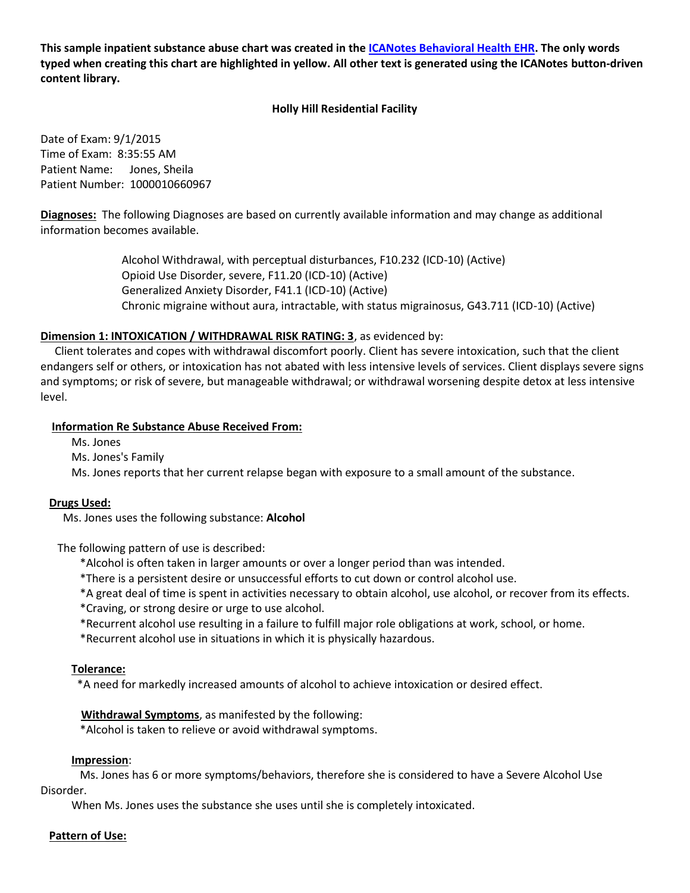**This sample inpatient substance abuse chart was created in the [ICANotes Behavioral Health EHR](). The only words typed when creating this chart are highlighted in yellow. All other text is generated using the ICANotes button-driven content library.**

**Holly Hill Residential Facility**

Date of Exam: 9/1/2015
Time of Exam: 8:35:55 AM
Patient Name: Jones, Sheila
Patient Number: 1000010660967

**Diagnoses:** The following Diagnoses are based on currently available information and may change as additional information becomes available.

Alcohol Withdrawal, with perceptual disturbances, F10.232 (ICD-10) (Active)
Opioid Use Disorder, severe, F11.20 (ICD-10) (Active)
Generalized Anxiety Disorder, F41.1 (ICD-10) (Active)
Chronic migraine without aura, intractable, with status migrainosus, G43.711 (ICD-10) (Active)

**Dimension 1: INTOXICATION / WITHDRAWAL RISK RATING: 3**, as evidenced by:

Client tolerates and copes with withdrawal discomfort poorly. Client has severe intoxication, such that the client endangers self or others, or intoxication has not abated with less intensive levels of services. Client displays severe signs and symptoms; or risk of severe, but manageable withdrawal; or withdrawal worsening despite detox at less intensive level.

**Information Re Substance Abuse Received From:**

Ms. Jones
Ms. Jones's Family
Ms. Jones reports that her current relapse began with exposure to a small amount of the substance.

**Drugs Used:**

Ms. Jones uses the following substance: **Alcohol**

The following pattern of use is described:

*Alcohol is often taken in larger amounts or over a longer period than was intended.
*There is a persistent desire or unsuccessful efforts to cut down or control alcohol use.
*A great deal of time is spent in activities necessary to obtain alcohol, use alcohol, or recover from its effects.
*Craving, or strong desire or urge to use alcohol.
*Recurrent alcohol use resulting in a failure to fulfill major role obligations at work, school, or home.
*Recurrent alcohol use in situations in which it is physically hazardous.

**Tolerance:**

*A need for markedly increased amounts of alcohol to achieve intoxication or desired effect.

**Withdrawal Symptoms**, as manifested by the following:

*Alcohol is taken to relieve or avoid withdrawal symptoms.

**Impression**:

Ms. Jones has 6 or more symptoms/behaviors, therefore she is considered to have a Severe Alcohol Use Disorder.

When Ms. Jones uses the substance she uses until she is completely intoxicated.

**Pattern of Use:**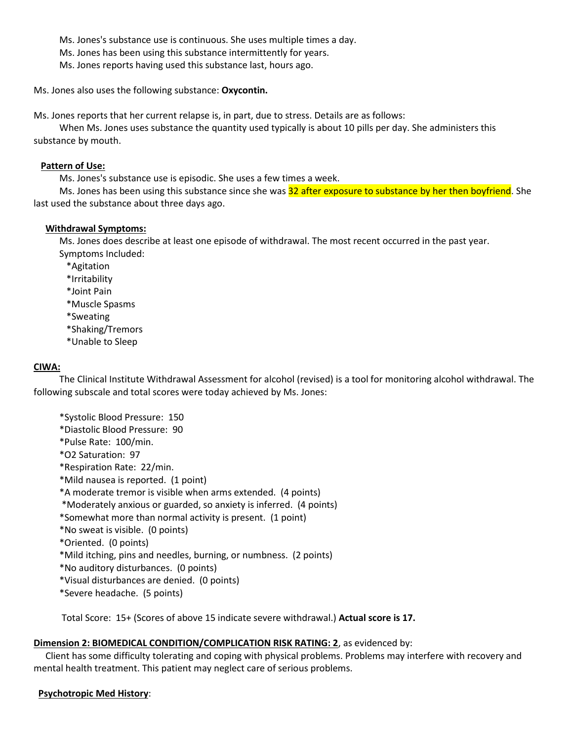Ms. Jones's substance use is continuous. She uses multiple times a day.

Ms. Jones has been using this substance intermittently for years.

Ms. Jones reports having used this substance last, hours ago.

Ms. Jones also uses the following substance: **Oxycontin.**

Ms. Jones reports that her current relapse is, in part, due to stress. Details are as follows:

When Ms. Jones uses substance the quantity used typically is about 10 pills per day. She administers this substance by mouth.

**Pattern of Use:**

Ms. Jones's substance use is episodic. She uses a few times a week.

Ms. Jones has been using this substance since she was 32 after exposure to substance by her then boyfriend. She last used the substance about three days ago.

**Withdrawal Symptoms:**

Ms. Jones does describe at least one episode of withdrawal. The most recent occurred in the past year.

Symptoms Included:

*Agitation
*Irritability
*Joint Pain
*Muscle Spasms
*Sweating
*Shaking/Tremors
*Unable to Sleep

**CIWA:**

The Clinical Institute Withdrawal Assessment for alcohol (revised) is a tool for monitoring alcohol withdrawal. The following subscale and total scores were today achieved by Ms. Jones:

*Systolic Blood Pressure: 150
*Diastolic Blood Pressure: 90
*Pulse Rate: 100/min.
*O2 Saturation: 97
*Respiration Rate: 22/min.
*Mild nausea is reported. (1 point)
*A moderate tremor is visible when arms extended. (4 points)
*Moderately anxious or guarded, so anxiety is inferred. (4 points)
*Somewhat more than normal activity is present. (1 point)
*No sweat is visible. (0 points)
*Oriented. (0 points)
*Mild itching, pins and needles, burning, or numbness. (2 points)
*No auditory disturbances. (0 points)
*Visual disturbances are denied. (0 points)
*Severe headache. (5 points)

Total Score: 15+ (Scores of above 15 indicate severe withdrawal.) **Actual score is 17.**

**Dimension 2: BIOMEDICAL CONDITION/COMPLICATION RISK RATING: 2**, as evidenced by:

Client has some difficulty tolerating and coping with physical problems. Problems may interfere with recovery and mental health treatment. This patient may neglect care of serious problems.

**Psychotropic Med History**: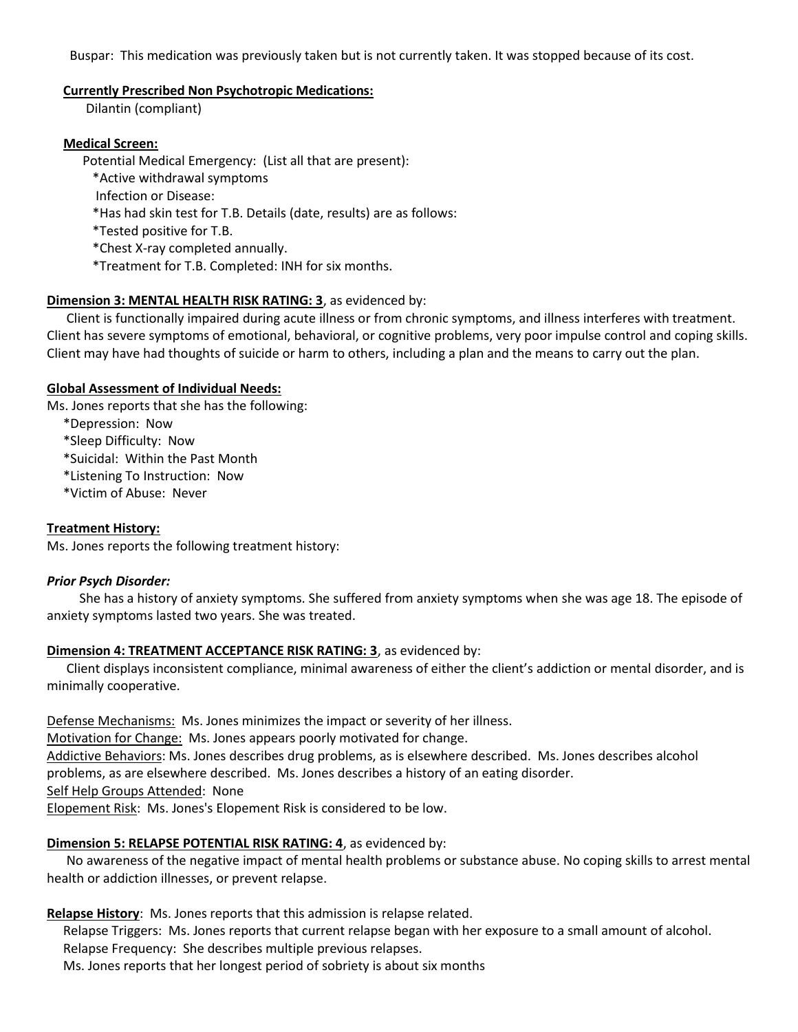Buspar: This medication was previously taken but is not currently taken. It was stopped because of its cost.

**<u>Currently Prescribed Non Psychotropic Medications:</u>**

Dilantin (compliant)

**<u>Medical Screen:</u>**

Potential Medical Emergency: (List all that are present):

*Active withdrawal symptoms
Infection or Disease:
*Has had skin test for T.B. Details (date, results) are as follows:
*Tested positive for T.B.
*Chest X-ray completed annually.
*Treatment for T.B. Completed: INH for six months.

**<u>Dimension 3: MENTAL HEALTH RISK RATING: 3</u>**, as evidenced by:

Client is functionally impaired during acute illness or from chronic symptoms, and illness interferes with treatment. Client has severe symptoms of emotional, behavioral, or cognitive problems, very poor impulse control and coping skills. Client may have had thoughts of suicide or harm to others, including a plan and the means to carry out the plan.

**<u>Global Assessment of Individual Needs:</u>**

Ms. Jones reports that she has the following:

*Depression: Now
*Sleep Difficulty: Now
*Suicidal: Within the Past Month
*Listening To Instruction: Now
*Victim of Abuse: Never

**<u>Treatment History:</u>**

Ms. Jones reports the following treatment history:

***Prior Psych Disorder:***

She has a history of anxiety symptoms. She suffered from anxiety symptoms when she was age 18. The episode of anxiety symptoms lasted two years. She was treated.

**<u>Dimension 4: TREATMENT ACCEPTANCE RISK RATING: 3</u>**, as evidenced by:

Client displays inconsistent compliance, minimal awareness of either the client's addiction or mental disorder, and is minimally cooperative.

<u>Defense Mechanisms:</u> Ms. Jones minimizes the impact or severity of her illness.
<u>Motivation for Change:</u> Ms. Jones appears poorly motivated for change.
<u>Addictive Behaviors</u>: Ms. Jones describes drug problems, as is elsewhere described. Ms. Jones describes alcohol problems, as are elsewhere described. Ms. Jones describes a history of an eating disorder.
<u>Self Help Groups Attended</u>: None
<u>Elopement Risk</u>: Ms. Jones's Elopement Risk is considered to be low.

**<u>Dimension 5: RELAPSE POTENTIAL RISK RATING: 4</u>**, as evidenced by:

No awareness of the negative impact of mental health problems or substance abuse. No coping skills to arrest mental health or addiction illnesses, or prevent relapse.

**<u>Relapse History</u>**: Ms. Jones reports that this admission is relapse related.

Relapse Triggers: Ms. Jones reports that current relapse began with her exposure to a small amount of alcohol.
Relapse Frequency: She describes multiple previous relapses.
Ms. Jones reports that her longest period of sobriety is about six months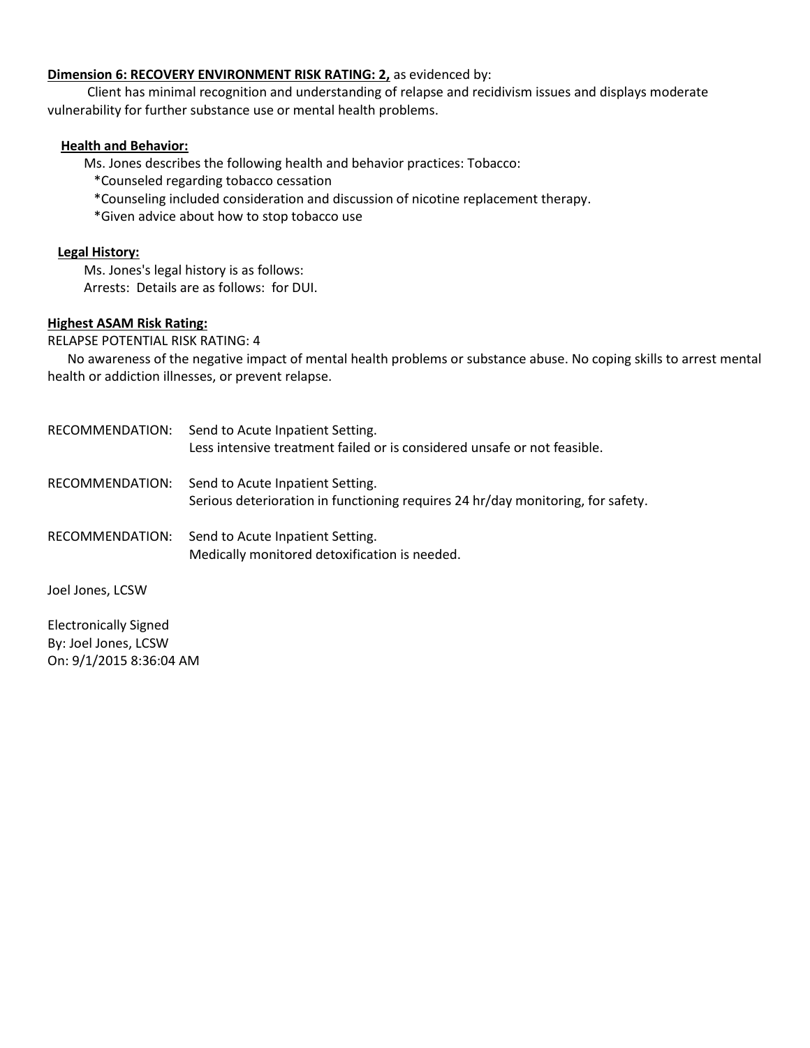**Dimension 6: RECOVERY ENVIRONMENT RISK RATING: 2,** as evidenced by:

Client has minimal recognition and understanding of relapse and recidivism issues and displays moderate vulnerability for further substance use or mental health problems.

**Health and Behavior:**

Ms. Jones describes the following health and behavior practices: Tobacco:

*Counseled regarding tobacco cessation

*Counseling included consideration and discussion of nicotine replacement therapy.

*Given advice about how to stop tobacco use

**Legal History:**

Ms. Jones's legal history is as follows:

Arrests: Details are as follows: for DUI.

**Highest ASAM Risk Rating:**

RELAPSE POTENTIAL RISK RATING: 4

No awareness of the negative impact of mental health problems or substance abuse. No coping skills to arrest mental health or addiction illnesses, or prevent relapse.

RECOMMENDATION: Send to Acute Inpatient Setting.
Less intensive treatment failed or is considered unsafe or not feasible.

RECOMMENDATION: Send to Acute Inpatient Setting.
Serious deterioration in functioning requires 24 hr/day monitoring, for safety.

RECOMMENDATION: Send to Acute Inpatient Setting.
Medically monitored detoxification is needed.

Joel Jones, LCSW

Electronically Signed
By: Joel Jones, LCSW
On: 9/1/2015 8:36:04 AM